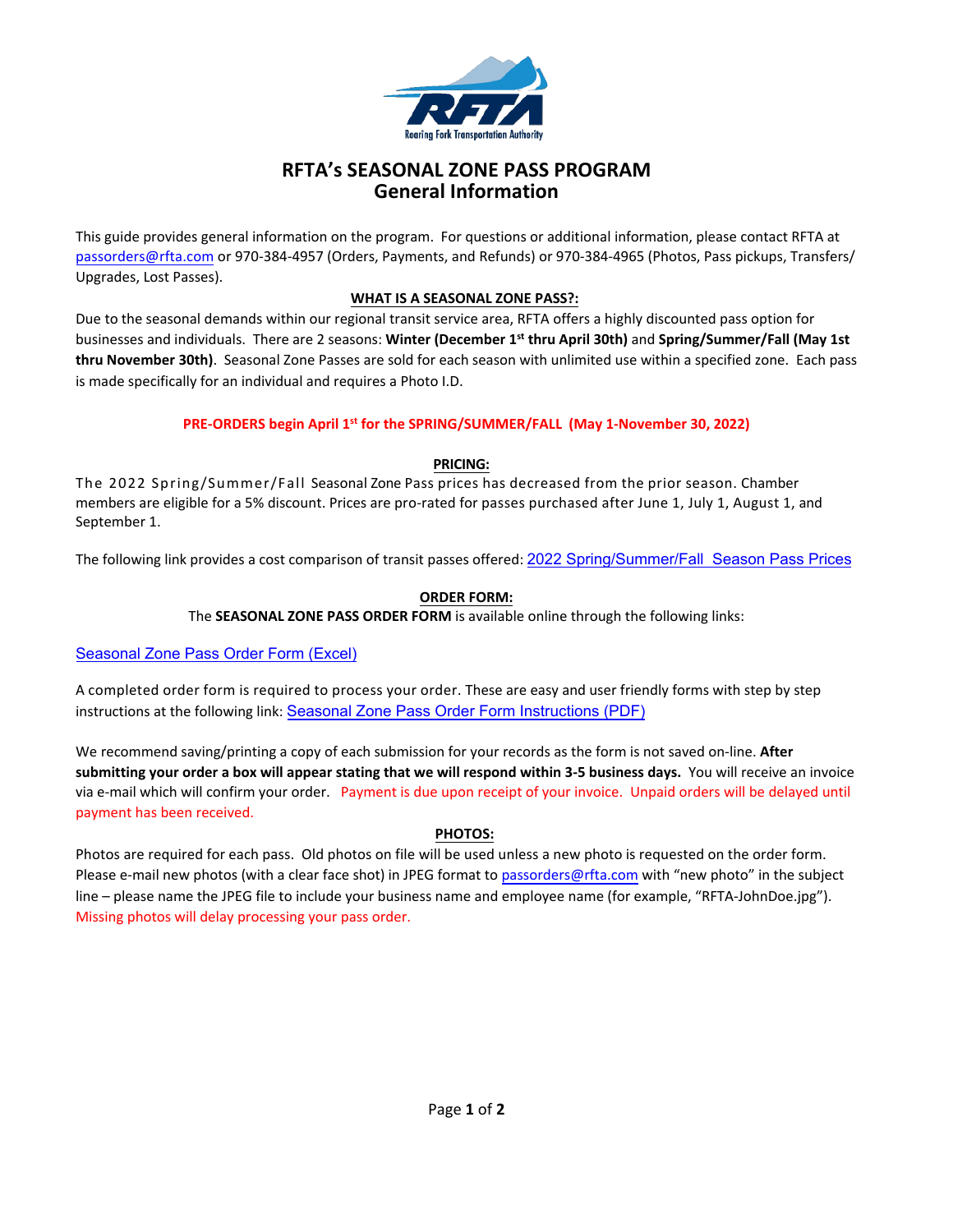# RFTA's SEASONAL ZONE PASS PROGRAM
## General Information

This guide provides general information on the program. For questions or additional information, please contact RFTA at passorders@rfta.com or 970-384-4957 (Orders, Payments, and Refunds) or 970-384-4965 (Photos, Pass pickups, Transfers/ Upgrades, Lost Passes).

**WHAT IS A SEASONAL ZONE PASS?:**

Due to the seasonal demands within our regional transit service area, RFTA offers a highly discounted pass option for businesses and individuals. There are 2 seasons: **Winter (December 1st thru April 30th)** and **Spring/Summer/Fall (May 1st thru November 30th)**. Seasonal Zone Passes are sold for each season with unlimited use within a specified zone. Each pass is made specifically for an individual and requires a Photo I.D.

**PRE-ORDERS begin April 1st for the SPRING/SUMMER/FALL (May 1-November 30, 2022)**

**PRICING:**

The 2022 Spring/Summer/Fall Seasonal Zone Pass prices has decreased from the prior season. Chamber members are eligible for a 5% discount. Prices are pro-rated for passes purchased after June 1, July 1, August 1, and September 1.

The following link provides a cost comparison of transit passes offered: 2022 Spring/Summer/Fall Season Pass Prices

**ORDER FORM:**

The **SEASONAL ZONE PASS ORDER FORM** is available online through the following links:

Seasonal Zone Pass Order Form (Excel)

A completed order form is required to process your order. These are easy and user friendly forms with step by step instructions at the following link: Seasonal Zone Pass Order Form Instructions (PDF)

We recommend saving/printing a copy of each submission for your records as the form is not saved on-line. **After submitting your order a box will appear stating that we will respond within 3-5 business days.** You will receive an invoice via e-mail which will confirm your order. Payment is due upon receipt of your invoice. Unpaid orders will be delayed until payment has been received.

**PHOTOS:**

Photos are required for each pass. Old photos on file will be used unless a new photo is requested on the order form. Please e-mail new photos (with a clear face shot) in JPEG format to passorders@rfta.com with "new photo" in the subject line – please name the JPEG file to include your business name and employee name (for example, "RFTA-JohnDoe.jpg"). Missing photos will delay processing your pass order.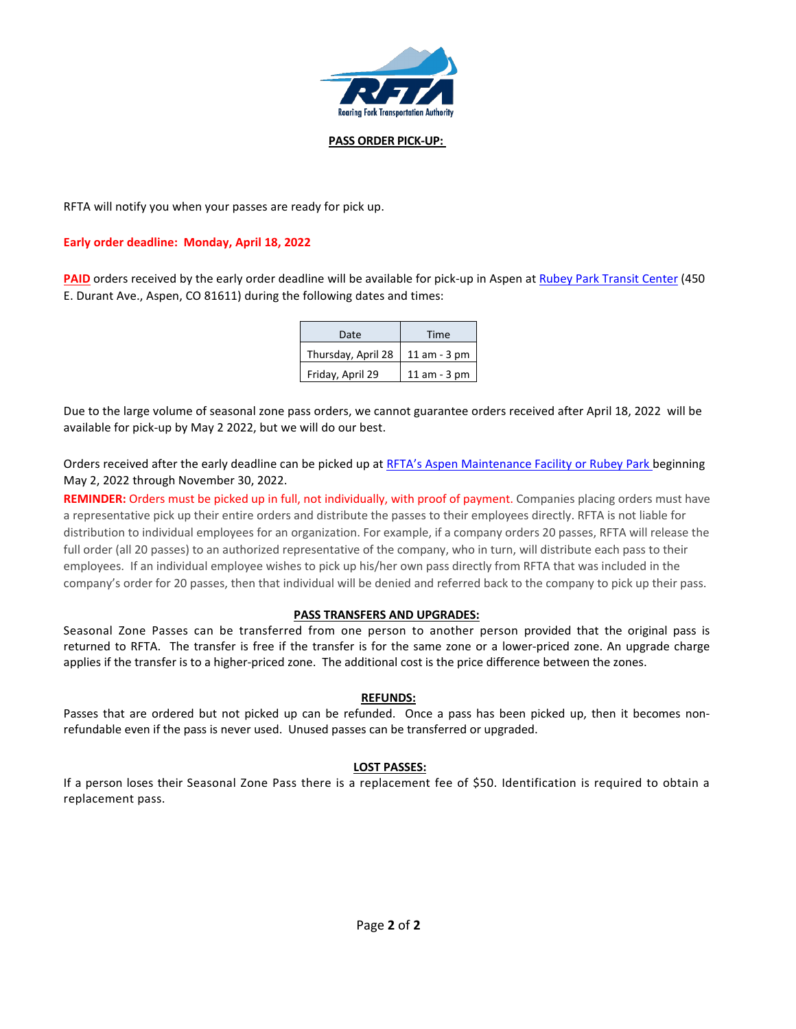**PASS ORDER PICK-UP:**

RFTA will notify you when your passes are ready for pick up.

**Early order deadline: Monday, April 18, 2022**

**PAID** orders received by the early order deadline will be available for pick-up in Aspen at Rubey Park Transit Center (450 E. Durant Ave., Aspen, CO 81611) during the following dates and times:

| Date | Time |
|---|---|
| Thursday, April 28 | 11 am - 3 pm |
| Friday, April 29 | 11 am - 3 pm |

Due to the large volume of seasonal zone pass orders, we cannot guarantee orders received after April 18, 2022 will be available for pick-up by May 2 2022, but we will do our best.

Orders received after the early deadline can be picked up at RFTA's Aspen Maintenance Facility or Rubey Park beginning May 2, 2022 through November 30, 2022.

**REMINDER:** Orders must be picked up in full, not individually, with proof of payment. Companies placing orders must have a representative pick up their entire orders and distribute the passes to their employees directly. RFTA is not liable for distribution to individual employees for an organization. For example, if a company orders 20 passes, RFTA will release the full order (all 20 passes) to an authorized representative of the company, who in turn, will distribute each pass to their employees. If an individual employee wishes to pick up his/her own pass directly from RFTA that was included in the company's order for 20 passes, then that individual will be denied and referred back to the company to pick up their pass.

**PASS TRANSFERS AND UPGRADES:**

Seasonal Zone Passes can be transferred from one person to another person provided that the original pass is returned to RFTA. The transfer is free if the transfer is for the same zone or a lower-priced zone. An upgrade charge applies if the transfer is to a higher-priced zone. The additional cost is the price difference between the zones.

**REFUNDS:**

Passes that are ordered but not picked up can be refunded. Once a pass has been picked up, then it becomes non-refundable even if the pass is never used. Unused passes can be transferred or upgraded.

**LOST PASSES:**

If a person loses their Seasonal Zone Pass there is a replacement fee of $50. Identification is required to obtain a replacement pass.